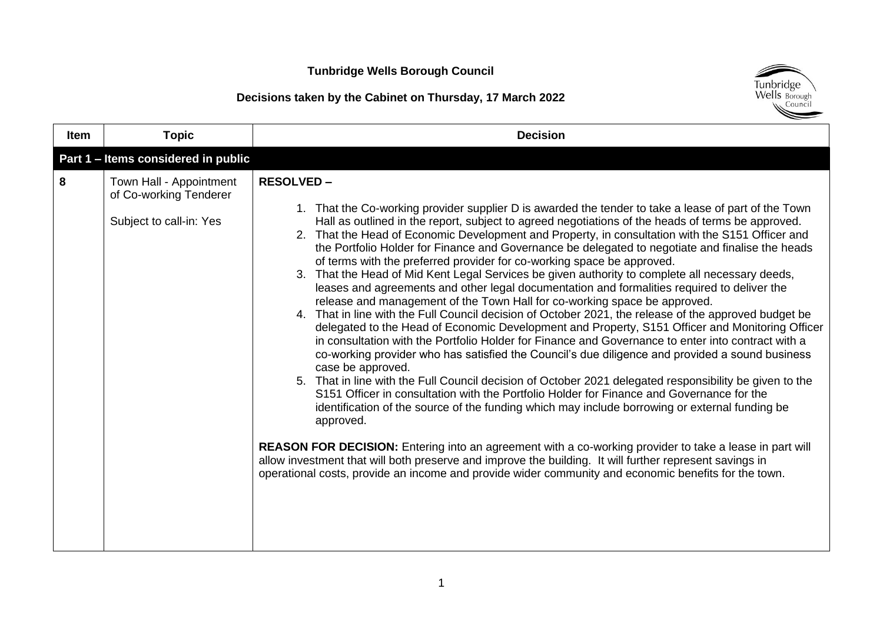**Tunbridge Wells Borough Council**

**Decisions taken by the Cabinet on Thursday, 17 March 2022**

| Item | Topic | Decision |
|---|---|---|
| **Part 1 – Items considered in public** | | |
| **8** | Town Hall - Appointment of Co-working Tenderer<br><br>Subject to call-in: Yes | **RESOLVED –**<br><br>1. That the Co-working provider supplier D is awarded the tender to take a lease of part of the Town Hall as outlined in the report, subject to agreed negotiations of the heads of terms be approved.<br>2. That the Head of Economic Development and Property, in consultation with the S151 Officer and the Portfolio Holder for Finance and Governance be delegated to negotiate and finalise the heads of terms with the preferred provider for co-working space be approved.<br>3. That the Head of Mid Kent Legal Services be given authority to complete all necessary deeds, leases and agreements and other legal documentation and formalities required to deliver the release and management of the Town Hall for co-working space be approved.<br>4. That in line with the Full Council decision of October 2021, the release of the approved budget be delegated to the Head of Economic Development and Property, S151 Officer and Monitoring Officer in consultation with the Portfolio Holder for Finance and Governance to enter into contract with a co-working provider who has satisfied the Council's due diligence and provided a sound business case be approved.<br>5. That in line with the Full Council decision of October 2021 delegated responsibility be given to the S151 Officer in consultation with the Portfolio Holder for Finance and Governance for the identification of the source of the funding which may include borrowing or external funding be approved.<br><br>**REASON FOR DECISION:** Entering into an agreement with a co-working provider to take a lease in part will allow investment that will both preserve and improve the building. It will further represent savings in operational costs, provide an income and provide wider community and economic benefits for the town. |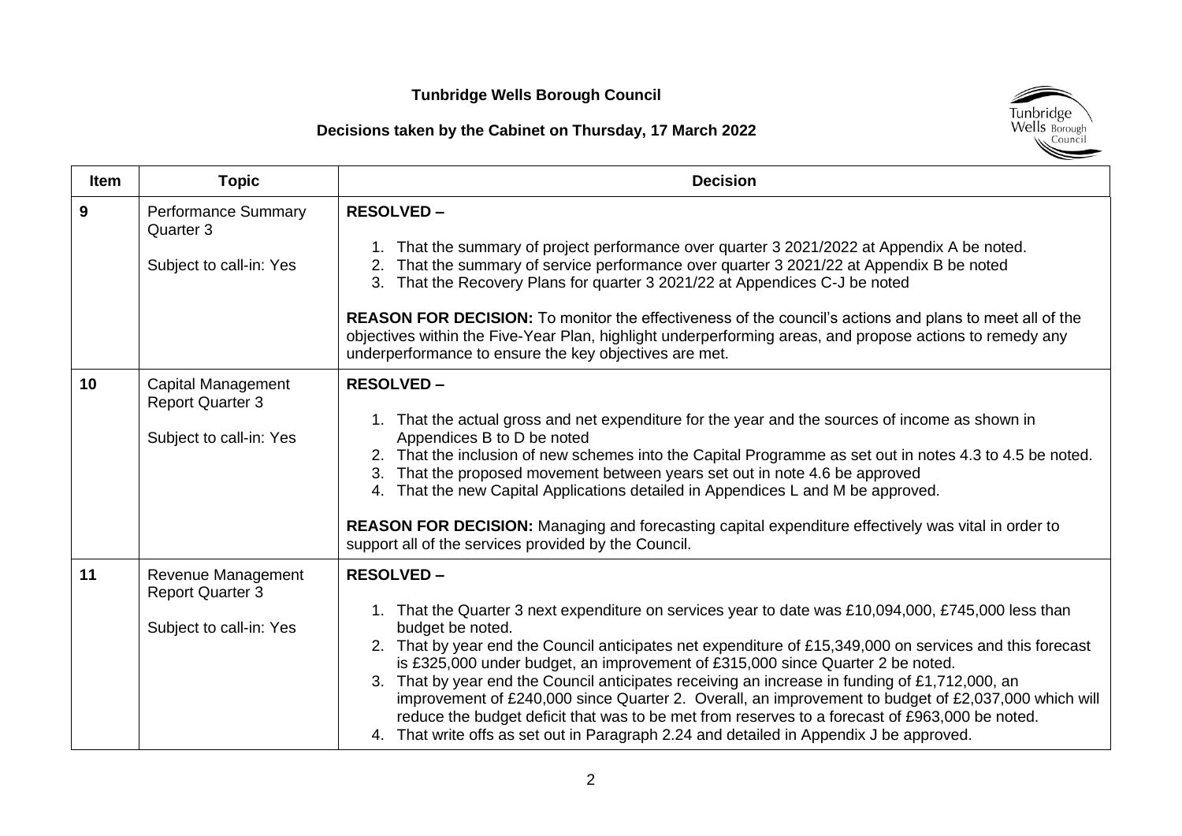**Tunbridge Wells Borough Council**

**Decisions taken by the Cabinet on Thursday, 17 March 2022**

| Item | Topic | Decision |
|---|---|---|
| **9** | Performance Summary Quarter 3<br><br>Subject to call-in: Yes | **RESOLVED –**<br><br>1. That the summary of project performance over quarter 3 2021/2022 at Appendix A be noted.<br>2. That the summary of service performance over quarter 3 2021/22 at Appendix B be noted<br>3. That the Recovery Plans for quarter 3 2021/22 at Appendices C-J be noted<br><br>**REASON FOR DECISION:** To monitor the effectiveness of the council's actions and plans to meet all of the objectives within the Five-Year Plan, highlight underperforming areas, and propose actions to remedy any underperformance to ensure the key objectives are met. |
| **10** | Capital Management Report Quarter 3<br><br>Subject to call-in: Yes | **RESOLVED –**<br><br>1. That the actual gross and net expenditure for the year and the sources of income as shown in Appendices B to D be noted<br>2. That the inclusion of new schemes into the Capital Programme as set out in notes 4.3 to 4.5 be noted.<br>3. That the proposed movement between years set out in note 4.6 be approved<br>4. That the new Capital Applications detailed in Appendices L and M be approved.<br><br>**REASON FOR DECISION:** Managing and forecasting capital expenditure effectively was vital in order to support all of the services provided by the Council. |
| **11** | Revenue Management Report Quarter 3<br><br>Subject to call-in: Yes | **RESOLVED –**<br><br>1. That the Quarter 3 next expenditure on services year to date was £10,094,000, £745,000 less than budget be noted.<br>2. That by year end the Council anticipates net expenditure of £15,349,000 on services and this forecast is £325,000 under budget, an improvement of £315,000 since Quarter 2 be noted.<br>3. That by year end the Council anticipates receiving an increase in funding of £1,712,000, an improvement of £240,000 since Quarter 2. Overall, an improvement to budget of £2,037,000 which will reduce the budget deficit that was to be met from reserves to a forecast of £963,000 be noted.<br>4. That write offs as set out in Paragraph 2.24 and detailed in Appendix J be approved. |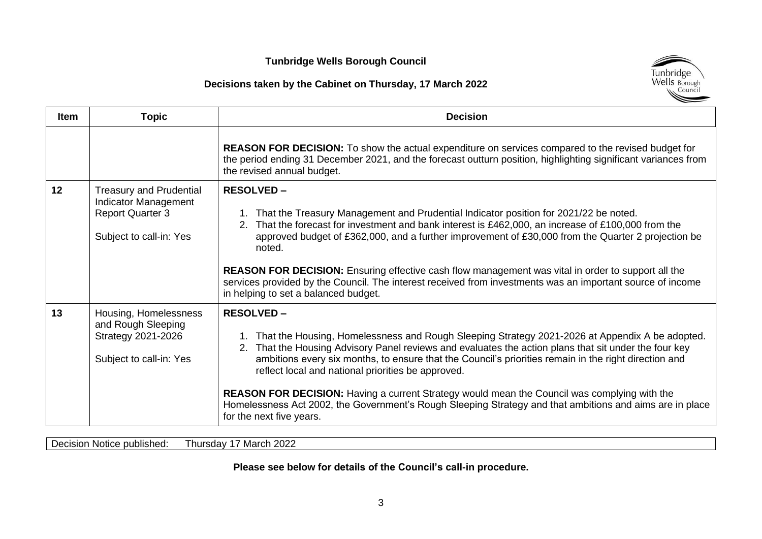**Tunbridge Wells Borough Council**

**Decisions taken by the Cabinet on Thursday, 17 March 2022**

| Item | Topic | Decision |
| --- | --- | --- |
| | | **REASON FOR DECISION:** To show the actual expenditure on services compared to the revised budget for the period ending 31 December 2021, and the forecast outturn position, highlighting significant variances from the revised annual budget. |
| 12 | Treasury and Prudential Indicator Management Report Quarter 3<br><br>Subject to call-in: Yes | **RESOLVED –**<br><br>1. That the Treasury Management and Prudential Indicator position for 2021/22 be noted.<br>2. That the forecast for investment and bank interest is £462,000, an increase of £100,000 from the approved budget of £362,000, and a further improvement of £30,000 from the Quarter 2 projection be noted.<br><br>**REASON FOR DECISION:** Ensuring effective cash flow management was vital in order to support all the services provided by the Council. The interest received from investments was an important source of income in helping to set a balanced budget. |
| 13 | Housing, Homelessness and Rough Sleeping Strategy 2021-2026<br><br>Subject to call-in: Yes | **RESOLVED –**<br><br>1. That the Housing, Homelessness and Rough Sleeping Strategy 2021-2026 at Appendix A be adopted.<br>2. That the Housing Advisory Panel reviews and evaluates the action plans that sit under the four key ambitions every six months, to ensure that the Council's priorities remain in the right direction and reflect local and national priorities be approved.<br><br>**REASON FOR DECISION:** Having a current Strategy would mean the Council was complying with the Homelessness Act 2002, the Government's Rough Sleeping Strategy and that ambitions and aims are in place for the next five years. |

| Decision Notice published: | Thursday 17 March 2022 |
| --- | --- |

**Please see below for details of the Council's call-in procedure.**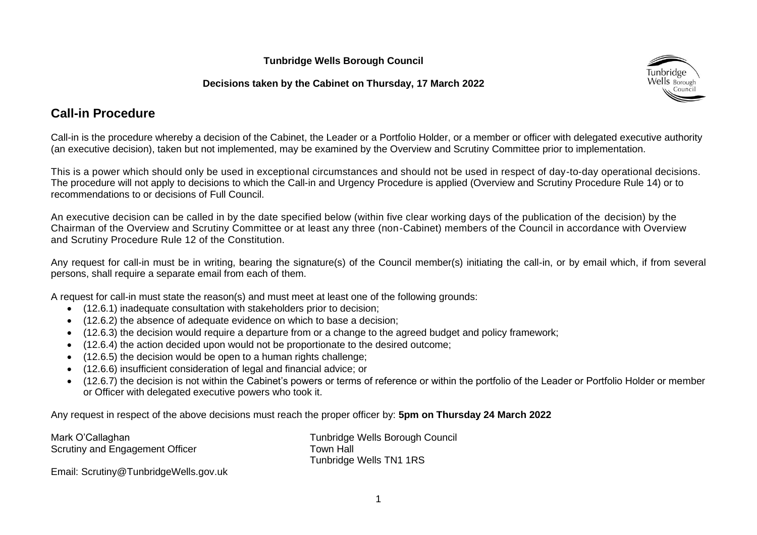**Tunbridge Wells Borough Council**

**Decisions taken by the Cabinet on Thursday, 17 March 2022**

## Call-in Procedure

Call-in is the procedure whereby a decision of the Cabinet, the Leader or a Portfolio Holder, or a member or officer with delegated executive authority (an executive decision), taken but not implemented, may be examined by the Overview and Scrutiny Committee prior to implementation.

This is a power which should only be used in exceptional circumstances and should not be used in respect of day-to-day operational decisions. The procedure will not apply to decisions to which the Call-in and Urgency Procedure is applied (Overview and Scrutiny Procedure Rule 14) or to recommendations to or decisions of Full Council.

An executive decision can be called in by the date specified below (within five clear working days of the publication of the decision) by the Chairman of the Overview and Scrutiny Committee or at least any three (non-Cabinet) members of the Council in accordance with Overview and Scrutiny Procedure Rule 12 of the Constitution.

Any request for call-in must be in writing, bearing the signature(s) of the Council member(s) initiating the call-in, or by email which, if from several persons, shall require a separate email from each of them.

A request for call-in must state the reason(s) and must meet at least one of the following grounds:

- (12.6.1) inadequate consultation with stakeholders prior to decision;
- (12.6.2) the absence of adequate evidence on which to base a decision;
- (12.6.3) the decision would require a departure from or a change to the agreed budget and policy framework;
- (12.6.4) the action decided upon would not be proportionate to the desired outcome;
- (12.6.5) the decision would be open to a human rights challenge;
- (12.6.6) insufficient consideration of legal and financial advice; or
- (12.6.7) the decision is not within the Cabinet's powers or terms of reference or within the portfolio of the Leader or Portfolio Holder or member or Officer with delegated executive powers who took it.

Any request in respect of the above decisions must reach the proper officer by: **5pm on Thursday 24 March 2022**

Mark O'Callaghan
Scrutiny and Engagement Officer

Tunbridge Wells Borough Council
Town Hall
Tunbridge Wells TN1 1RS

Email: Scrutiny@TunbridgeWells.gov.uk